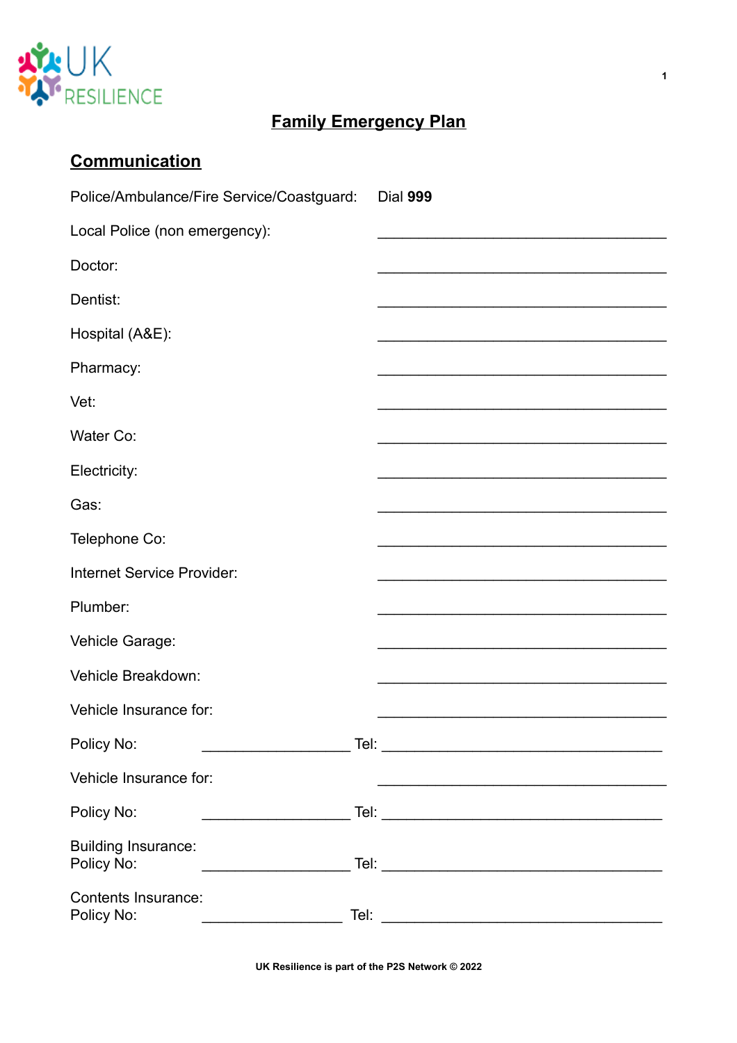# Family Emergency Plan

## Communication

Police/Ambulance/Fire Service/Coastguard: Dial **999**

Local Police (non emergency): ___________________________________

Doctor: ___________________________________

Dentist: ___________________________________

Hospital (A&E): ___________________________________

Pharmacy: ___________________________________

Vet: ___________________________________

Water Co: ___________________________________

Electricity: ___________________________________

Gas: ___________________________________

Telephone Co: ___________________________________

Internet Service Provider: ___________________________________

Plumber: ___________________________________

Vehicle Garage: ___________________________________

Vehicle Breakdown: ___________________________________

Vehicle Insurance for: ___________________________________

Policy No: __________________ Tel: ___________________________________

Vehicle Insurance for: ___________________________________

Policy No: __________________ Tel: ___________________________________

Building Insurance:
Policy No: __________________ Tel: ___________________________________

Contents Insurance:
Policy No: _________________ Tel: ___________________________________

UK Resilience is part of the P2S Network © 2022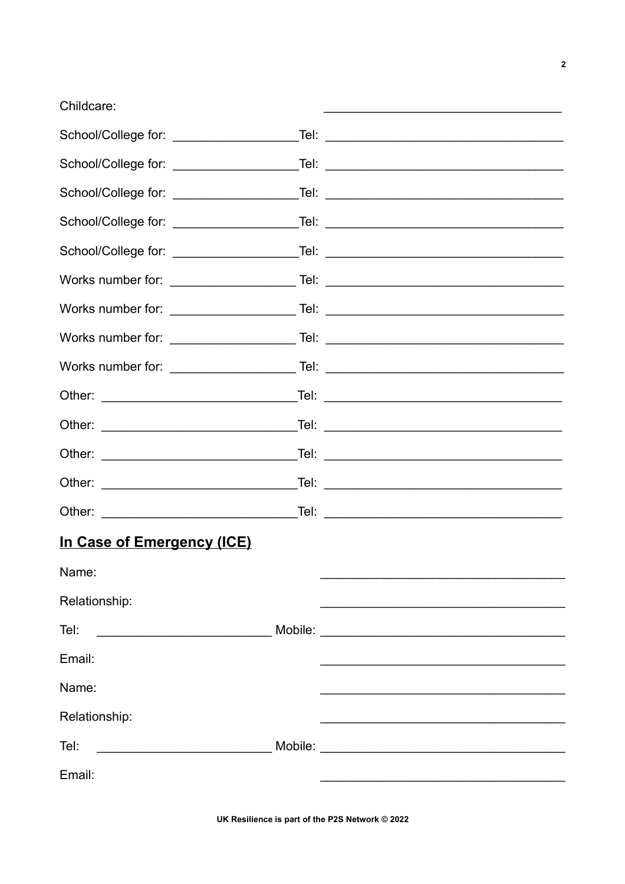Childcare: ________________________________

School/College for: _________________Tel: ________________________________

School/College for: _________________Tel: ________________________________

School/College for: _________________Tel: ________________________________

School/College for: _________________Tel: ________________________________

School/College for: _________________Tel: ________________________________

Works number for: _________________ Tel: ________________________________

Works number for: _________________ Tel: ________________________________

Works number for: _________________ Tel: ________________________________

Works number for: _________________ Tel: ________________________________

Other: ___________________________Tel: ________________________________

Other: ___________________________Tel: ________________________________

Other: ___________________________Tel: ________________________________

Other: ___________________________Tel: ________________________________

Other: ___________________________Tel: ________________________________

## **In Case of Emergency (ICE)**

Name: ________________________________

Relationship: ________________________________

Tel: ________________________ Mobile: ________________________________

Email: ________________________________

Name: ________________________________

Relationship: ________________________________

Tel: ________________________ Mobile: ________________________________

Email: ________________________________

UK Resilience is part of the P2S Network © 2022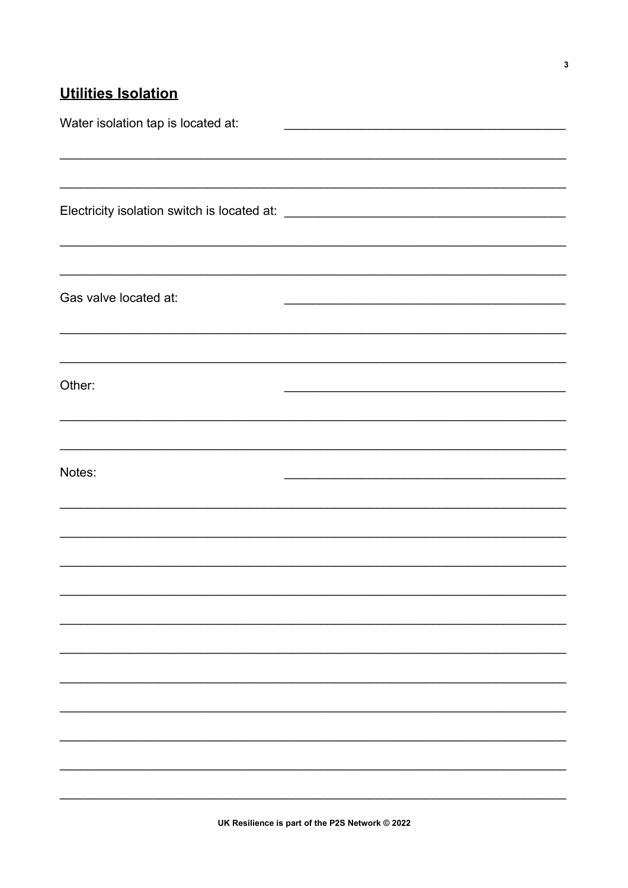## Utilities Isolation

Water isolation tap is located at: ________________________________________

________________________________________________________________________

________________________________________________________________________

Electricity isolation switch is located at: ________________________________________

________________________________________________________________________

________________________________________________________________________

Gas valve located at: ________________________________________

________________________________________________________________________

________________________________________________________________________

Other: ________________________________________

________________________________________________________________________

________________________________________________________________________

Notes: ________________________________________

________________________________________________________________________

________________________________________________________________________

________________________________________________________________________

________________________________________________________________________

________________________________________________________________________

________________________________________________________________________

________________________________________________________________________

________________________________________________________________________

________________________________________________________________________

________________________________________________________________________

________________________________________________________________________

UK Resilience is part of the P2S Network © 2022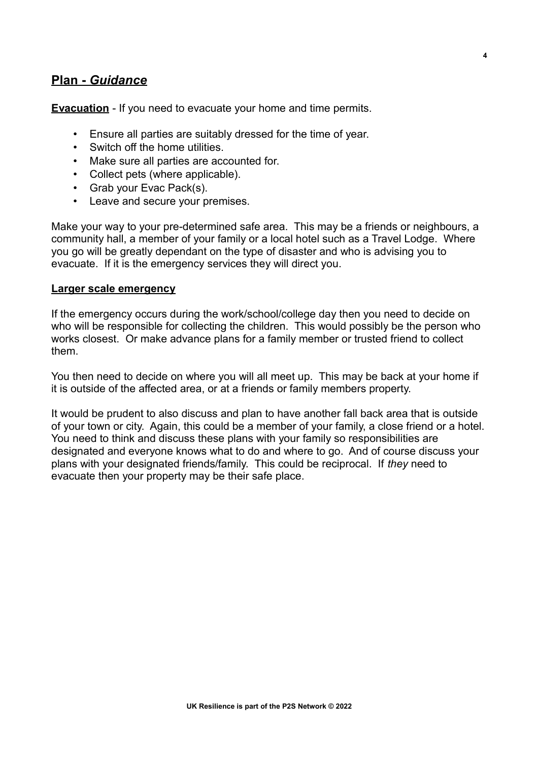## Plan - *Guidance*

**Evacuation** - If you need to evacuate your home and time permits.

- Ensure all parties are suitably dressed for the time of year.
- Switch off the home utilities.
- Make sure all parties are accounted for.
- Collect pets (where applicable).
- Grab your Evac Pack(s).
- Leave and secure your premises.

Make your way to your pre-determined safe area. This may be a friends or neighbours, a community hall, a member of your family or a local hotel such as a Travel Lodge. Where you go will be greatly dependant on the type of disaster and who is advising you to evacuate. If it is the emergency services they will direct you.

**Larger scale emergency**

If the emergency occurs during the work/school/college day then you need to decide on who will be responsible for collecting the children. This would possibly be the person who works closest. Or make advance plans for a family member or trusted friend to collect them.

You then need to decide on where you will all meet up. This may be back at your home if it is outside of the affected area, or at a friends or family members property.

It would be prudent to also discuss and plan to have another fall back area that is outside of your town or city. Again, this could be a member of your family, a close friend or a hotel. You need to think and discuss these plans with your family so responsibilities are designated and everyone knows what to do and where to go. And of course discuss your plans with your designated friends/family. This could be reciprocal. If *they* need to evacuate then your property may be their safe place.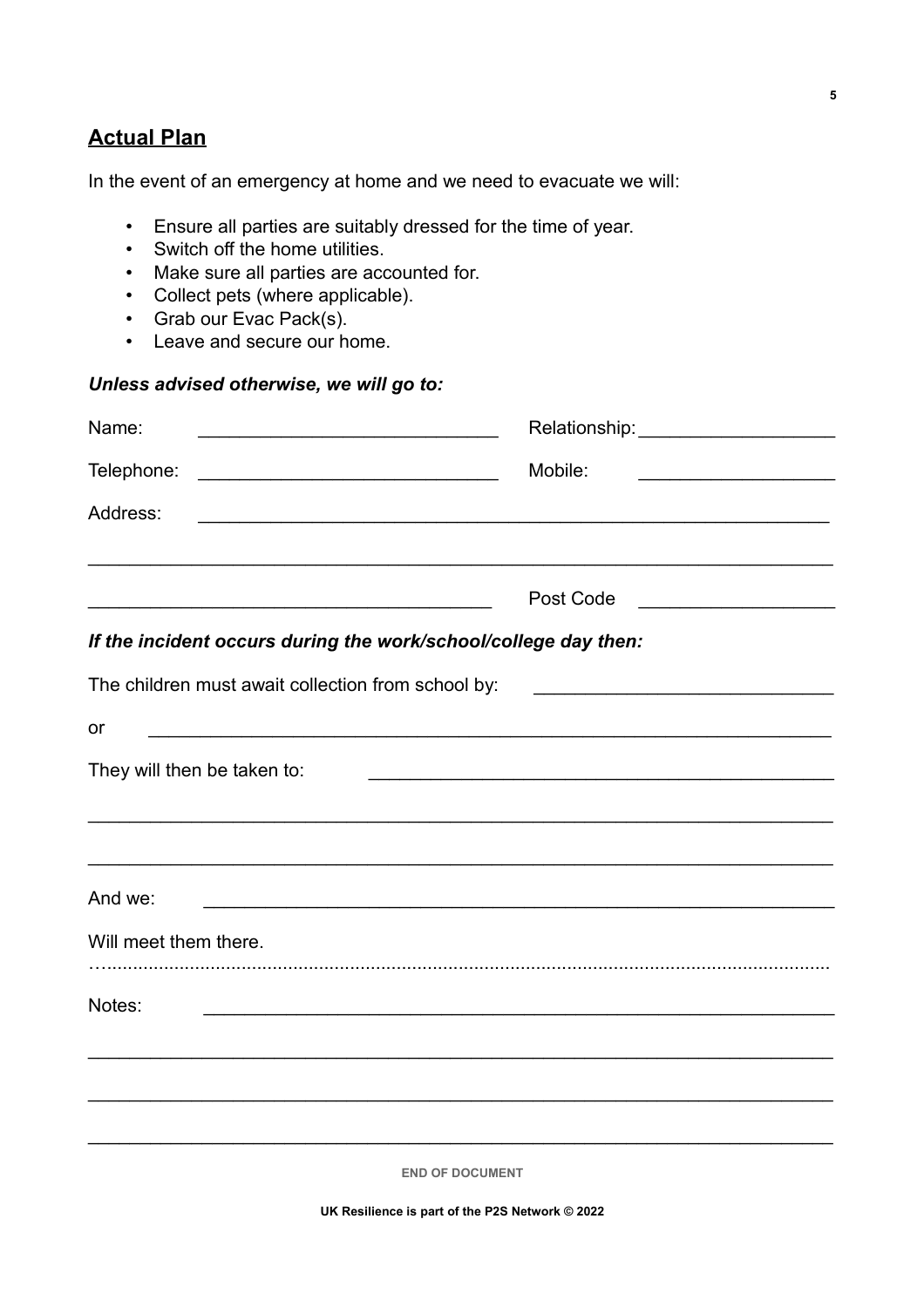## Actual Plan

In the event of an emergency at home and we need to evacuate we will:

- Ensure all parties are suitably dressed for the time of year.
- Switch off the home utilities.
- Make sure all parties are accounted for.
- Collect pets (where applicable).
- Grab our Evac Pack(s).
- Leave and secure our home.

***Unless advised otherwise, we will go to:***

Name: ____________________________ Relationship: __________________

Telephone: ____________________________ Mobile: __________________

Address: ____________________________________________________________

_____________________________________________________________________

______________________________________ Post Code __________________

***If the incident occurs during the work/school/college day then:***

The children must await collection from school by: ____________________________

or ________________________________________________________________

They will then be taken to: ____________________________________________

_____________________________________________________________________

_____________________________________________________________________

And we: ____________________________________________________________

Will meet them there.

.......................................................................................................................................

Notes: ____________________________________________________________

_____________________________________________________________________

_____________________________________________________________________

_____________________________________________________________________

**END OF DOCUMENT**

**UK Resilience is part of the P2S Network © 2022**